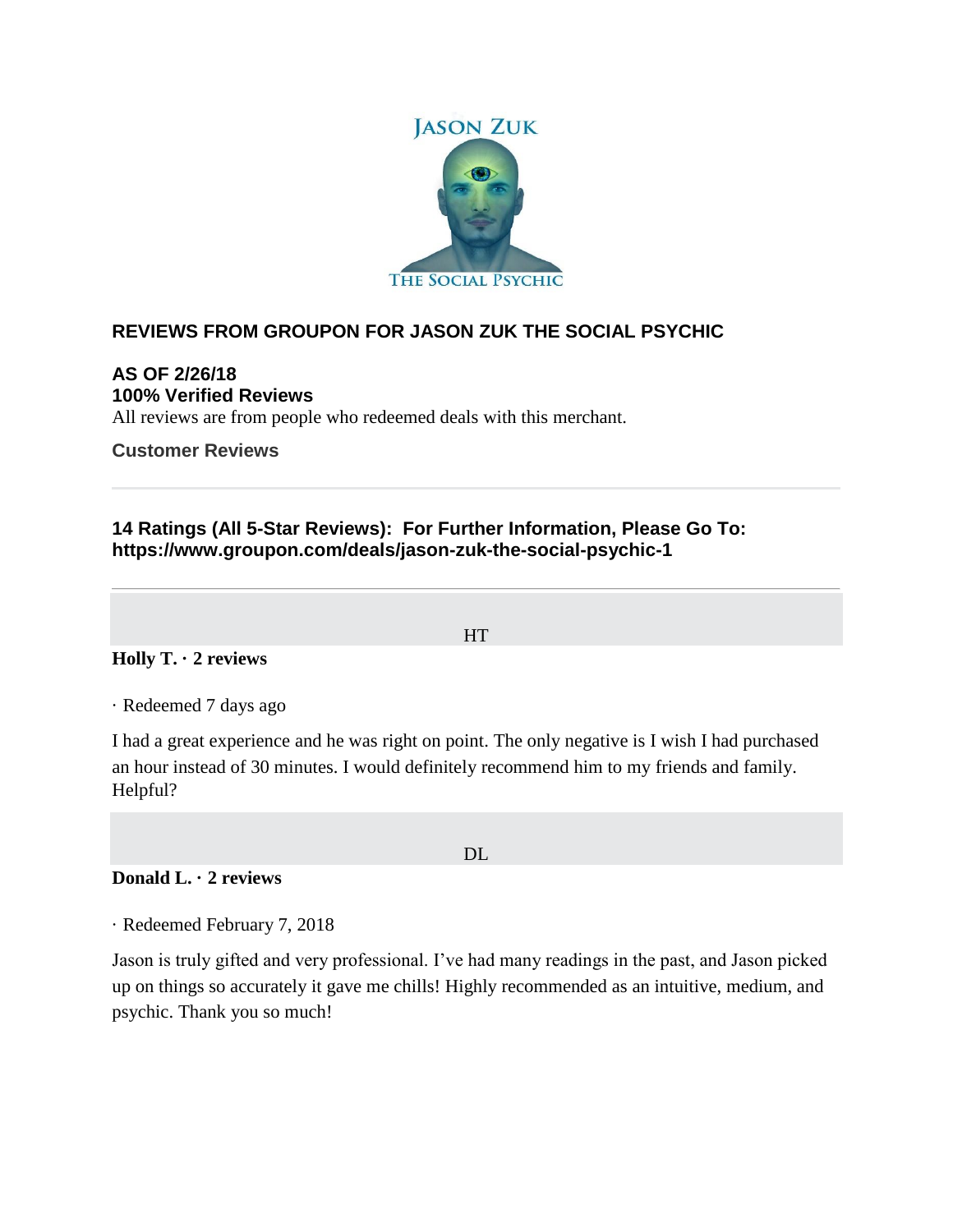JASON ZUK

THE SOCIAL PSYCHIC

## REVIEWS FROM GROUPON FOR JASON ZUK THE SOCIAL PSYCHIC

**AS OF 2/26/18**
**100% Verified Reviews**
All reviews are from people who redeemed deals with this merchant.

**Customer Reviews**

---

**14 Ratings (All 5-Star Reviews): For Further Information, Please Go To: https://www.groupon.com/deals/jason-zuk-the-social-psychic-1**

---

HT

**Holly T. · 2 reviews**

· Redeemed 7 days ago

I had a great experience and he was right on point. The only negative is I wish I had purchased an hour instead of 30 minutes. I would definitely recommend him to my friends and family.
Helpful?

DL

**Donald L. · 2 reviews**

· Redeemed February 7, 2018

Jason is truly gifted and very professional. I've had many readings in the past, and Jason picked up on things so accurately it gave me chills! Highly recommended as an intuitive, medium, and psychic. Thank you so much!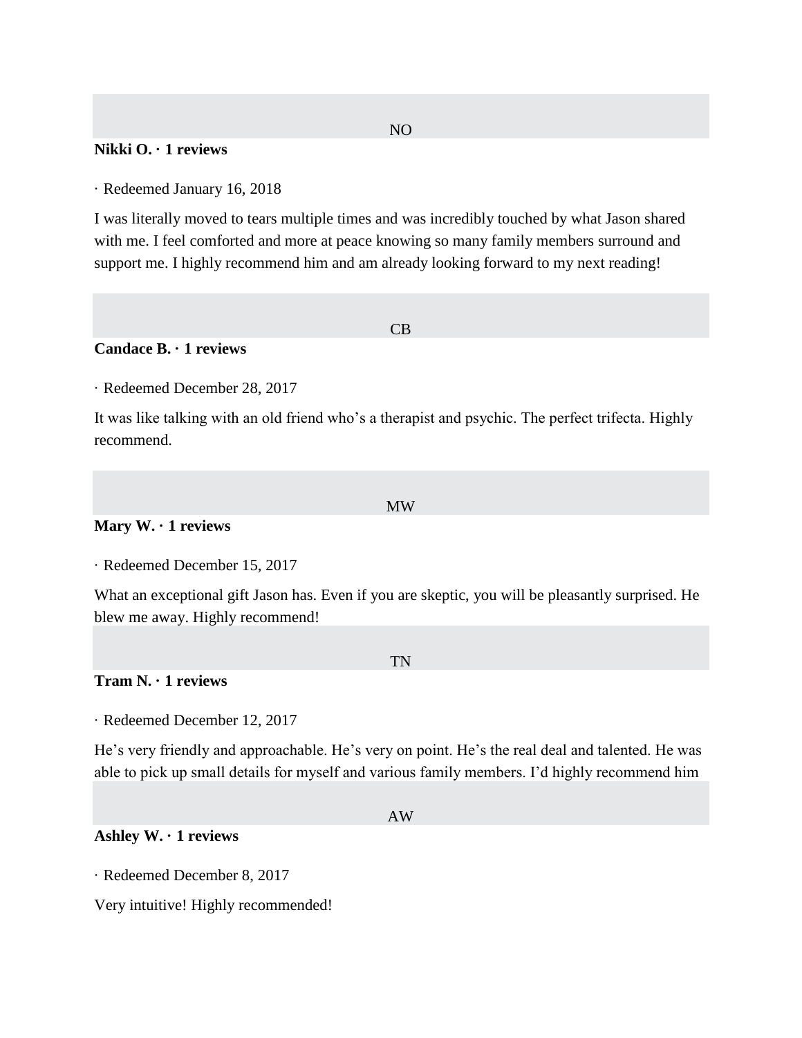NO

**Nikki O. · 1 reviews**

· Redeemed January 16, 2018

I was literally moved to tears multiple times and was incredibly touched by what Jason shared with me. I feel comforted and more at peace knowing so many family members surround and support me. I highly recommend him and am already looking forward to my next reading!

CB

**Candace B. · 1 reviews**

· Redeemed December 28, 2017

It was like talking with an old friend who's a therapist and psychic. The perfect trifecta. Highly recommend.

MW

**Mary W. · 1 reviews**

· Redeemed December 15, 2017

What an exceptional gift Jason has. Even if you are skeptic, you will be pleasantly surprised. He blew me away. Highly recommend!

TN

**Tram N. · 1 reviews**

· Redeemed December 12, 2017

He's very friendly and approachable. He's very on point. He's the real deal and talented. He was able to pick up small details for myself and various family members. I'd highly recommend him

AW

**Ashley W. · 1 reviews**

· Redeemed December 8, 2017

Very intuitive! Highly recommended!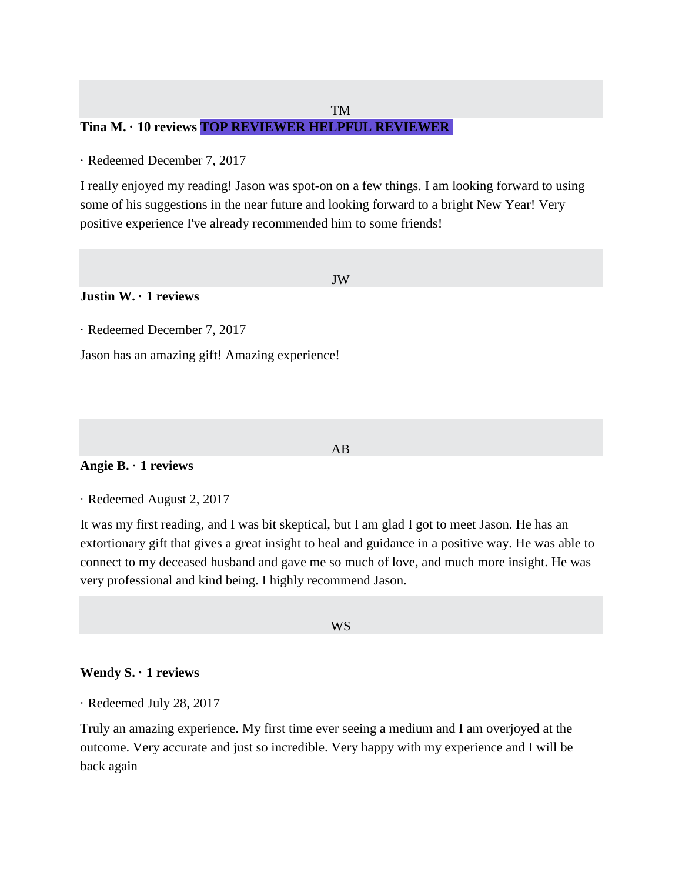TM

**Tina M. · 10 reviews** **TOP REVIEWER HELPFUL REVIEWER**

· Redeemed December 7, 2017

I really enjoyed my reading! Jason was spot-on on a few things. I am looking forward to using some of his suggestions in the near future and looking forward to a bright New Year! Very positive experience I've already recommended him to some friends!

JW

**Justin W. · 1 reviews**

· Redeemed December 7, 2017

Jason has an amazing gift! Amazing experience!

AB

**Angie B. · 1 reviews**

· Redeemed August 2, 2017

It was my first reading, and I was bit skeptical, but I am glad I got to meet Jason. He has an extortionary gift that gives a great insight to heal and guidance in a positive way. He was able to connect to my deceased husband and gave me so much of love, and much more insight. He was very professional and kind being. I highly recommend Jason.

WS

**Wendy S. · 1 reviews**

· Redeemed July 28, 2017

Truly an amazing experience. My first time ever seeing a medium and I am overjoyed at the outcome. Very accurate and just so incredible. Very happy with my experience and I will be back again